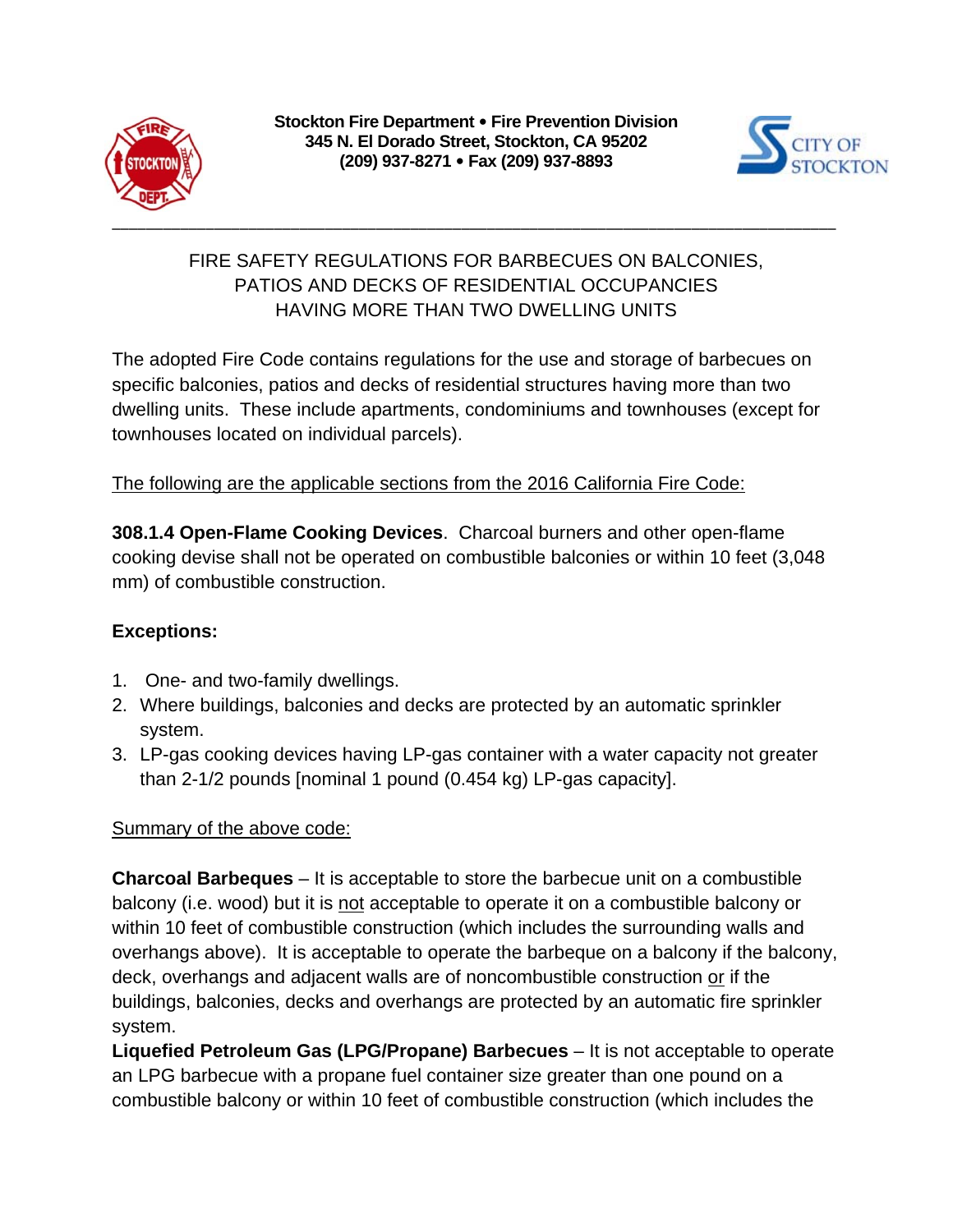**Stockton Fire Department • Fire Prevention Division**
**345 N. El Dorado Street, Stockton, CA 95202**
**(209) 937-8271 • Fax (209) 937-8893**

---

# FIRE SAFETY REGULATIONS FOR BARBECUES ON BALCONIES, PATIOS AND DECKS OF RESIDENTIAL OCCUPANCIES HAVING MORE THAN TWO DWELLING UNITS

The adopted Fire Code contains regulations for the use and storage of barbecues on specific balconies, patios and decks of residential structures having more than two dwelling units. These include apartments, condominiums and townhouses (except for townhouses located on individual parcels).

<u>The following are the applicable sections from the 2016 California Fire Code:</u>

**308.1.4 Open-Flame Cooking Devices**. Charcoal burners and other open-flame cooking devise shall not be operated on combustible balconies or within 10 feet (3,048 mm) of combustible construction.

**Exceptions:**

1. One- and two-family dwellings.
2. Where buildings, balconies and decks are protected by an automatic sprinkler system.
3. LP-gas cooking devices having LP-gas container with a water capacity not greater than 2-1/2 pounds [nominal 1 pound (0.454 kg) LP-gas capacity].

<u>Summary of the above code:</u>

**Charcoal Barbeques** – It is acceptable to store the barbecue unit on a combustible balcony (i.e. wood) but it is <u>not</u> acceptable to operate it on a combustible balcony or within 10 feet of combustible construction (which includes the surrounding walls and overhangs above). It is acceptable to operate the barbeque on a balcony if the balcony, deck, overhangs and adjacent walls are of noncombustible construction <u>or</u> if the buildings, balconies, decks and overhangs are protected by an automatic fire sprinkler system.

**Liquefied Petroleum Gas (LPG/Propane) Barbecues** – It is not acceptable to operate an LPG barbecue with a propane fuel container size greater than one pound on a combustible balcony or within 10 feet of combustible construction (which includes the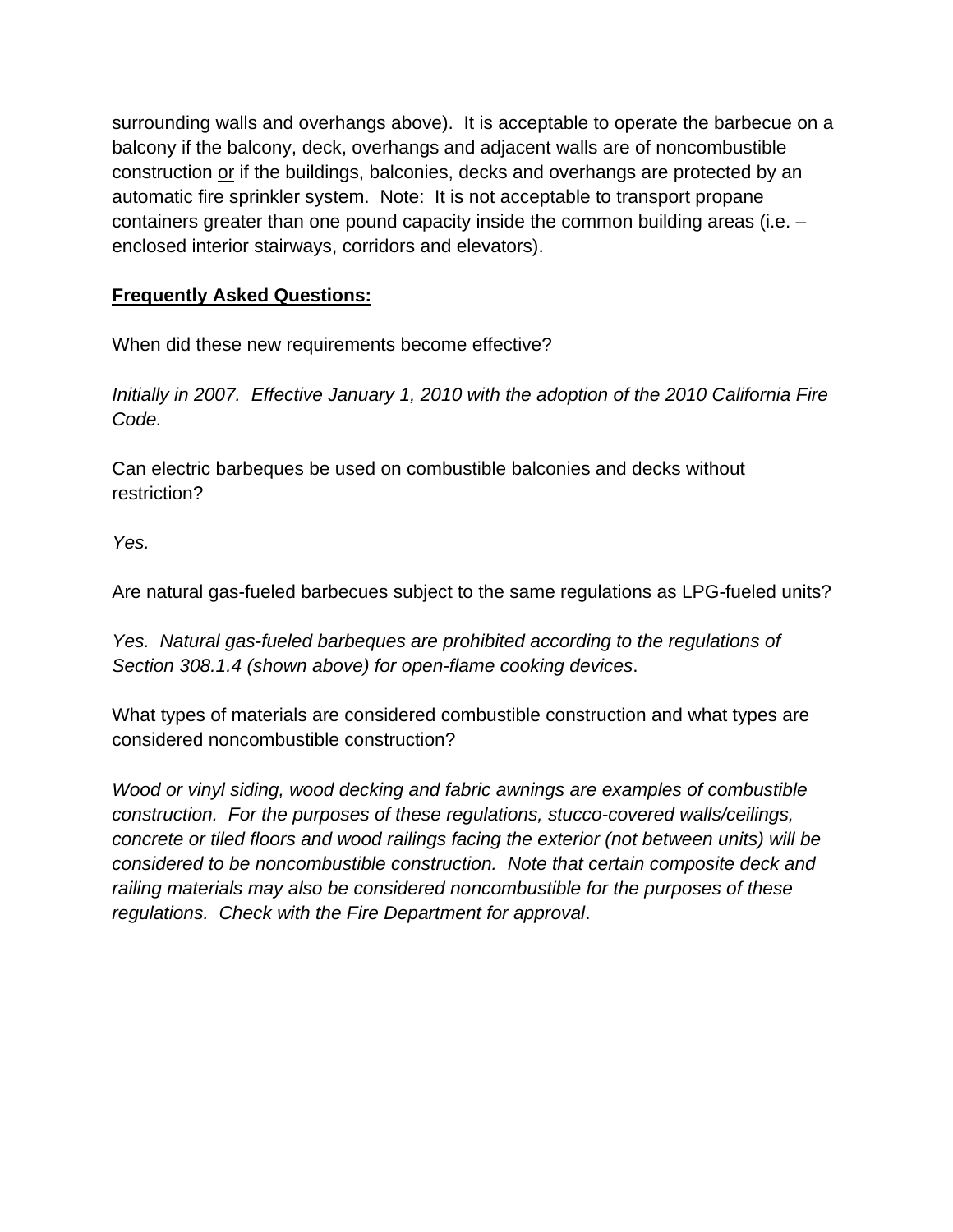surrounding walls and overhangs above).  It is acceptable to operate the barbecue on a balcony if the balcony, deck, overhangs and adjacent walls are of noncombustible construction <u>or</u> if the buildings, balconies, decks and overhangs are protected by an automatic fire sprinkler system.  Note:  It is not acceptable to transport propane containers greater than one pound capacity inside the common building areas (i.e. – enclosed interior stairways, corridors and elevators).

**<u>Frequently Asked Questions:</u>**

When did these new requirements become effective?

*Initially in 2007.  Effective January 1, 2010 with the adoption of the 2010 California Fire Code.*

Can electric barbeques be used on combustible balconies and decks without restriction?

*Yes.*

Are natural gas-fueled barbecues subject to the same regulations as LPG-fueled units?

*Yes.  Natural gas-fueled barbeques are prohibited according to the regulations of Section 308.1.4 (shown above) for open-flame cooking devices*.

What types of materials are considered combustible construction and what types are considered noncombustible construction?

*Wood or vinyl siding, wood decking and fabric awnings are examples of combustible construction.  For the purposes of these regulations, stucco-covered walls/ceilings, concrete or tiled floors and wood railings facing the exterior (not between units) will be considered to be noncombustible construction.  Note that certain composite deck and railing materials may also be considered noncombustible for the purposes of these regulations.  Check with the Fire Department for approval*.